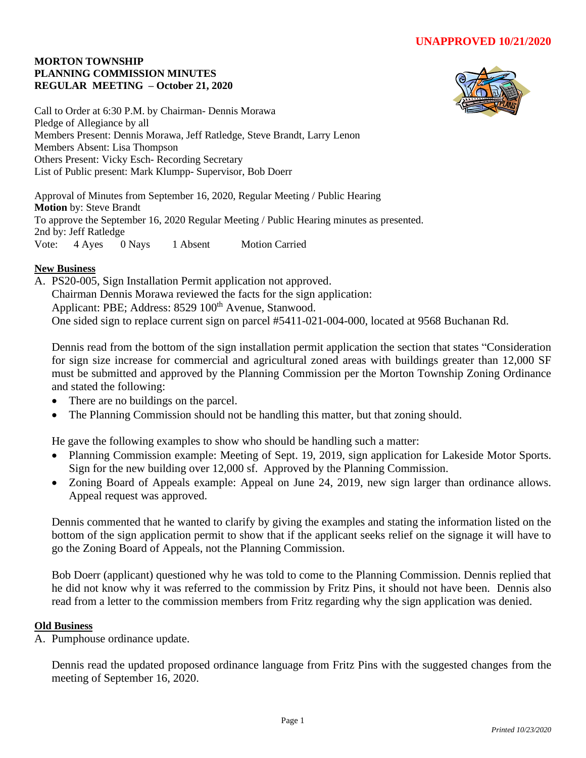**UNAPPROVED 10/21/2020**

**MORTON TOWNSHIP**
**PLANNING COMMISSION MINUTES**
**REGULAR MEETING – October 21, 2020**

Call to Order at 6:30 P.M. by Chairman- Dennis Morawa
Pledge of Allegiance by all
Members Present: Dennis Morawa, Jeff Ratledge, Steve Brandt, Larry Lenon
Members Absent: Lisa Thompson
Others Present: Vicky Esch- Recording Secretary
List of Public present: Mark Klumpp- Supervisor, Bob Doerr

Approval of Minutes from September 16, 2020, Regular Meeting / Public Hearing
**Motion** by: Steve Brandt
To approve the September 16, 2020 Regular Meeting / Public Hearing minutes as presented.
2nd by: Jeff Ratledge
Vote: 4 Ayes 0 Nays 1 Absent Motion Carried

**New Business**

A. PS20-005, Sign Installation Permit application not approved.
Chairman Dennis Morawa reviewed the facts for the sign application:
Applicant: PBE; Address: 8529 100th Avenue, Stanwood.
One sided sign to replace current sign on parcel #5411-021-004-000, located at 9568 Buchanan Rd.

Dennis read from the bottom of the sign installation permit application the section that states "Consideration for sign size increase for commercial and agricultural zoned areas with buildings greater than 12,000 SF must be submitted and approved by the Planning Commission per the Morton Township Zoning Ordinance and stated the following:

- There are no buildings on the parcel.
- The Planning Commission should not be handling this matter, but that zoning should.

He gave the following examples to show who should be handling such a matter:

- Planning Commission example: Meeting of Sept. 19, 2019, sign application for Lakeside Motor Sports. Sign for the new building over 12,000 sf. Approved by the Planning Commission.
- Zoning Board of Appeals example: Appeal on June 24, 2019, new sign larger than ordinance allows. Appeal request was approved.

Dennis commented that he wanted to clarify by giving the examples and stating the information listed on the bottom of the sign application permit to show that if the applicant seeks relief on the signage it will have to go the Zoning Board of Appeals, not the Planning Commission.

Bob Doerr (applicant) questioned why he was told to come to the Planning Commission. Dennis replied that he did not know why it was referred to the commission by Fritz Pins, it should not have been. Dennis also read from a letter to the commission members from Fritz regarding why the sign application was denied.

**Old Business**

A. Pumphouse ordinance update.

Dennis read the updated proposed ordinance language from Fritz Pins with the suggested changes from the meeting of September 16, 2020.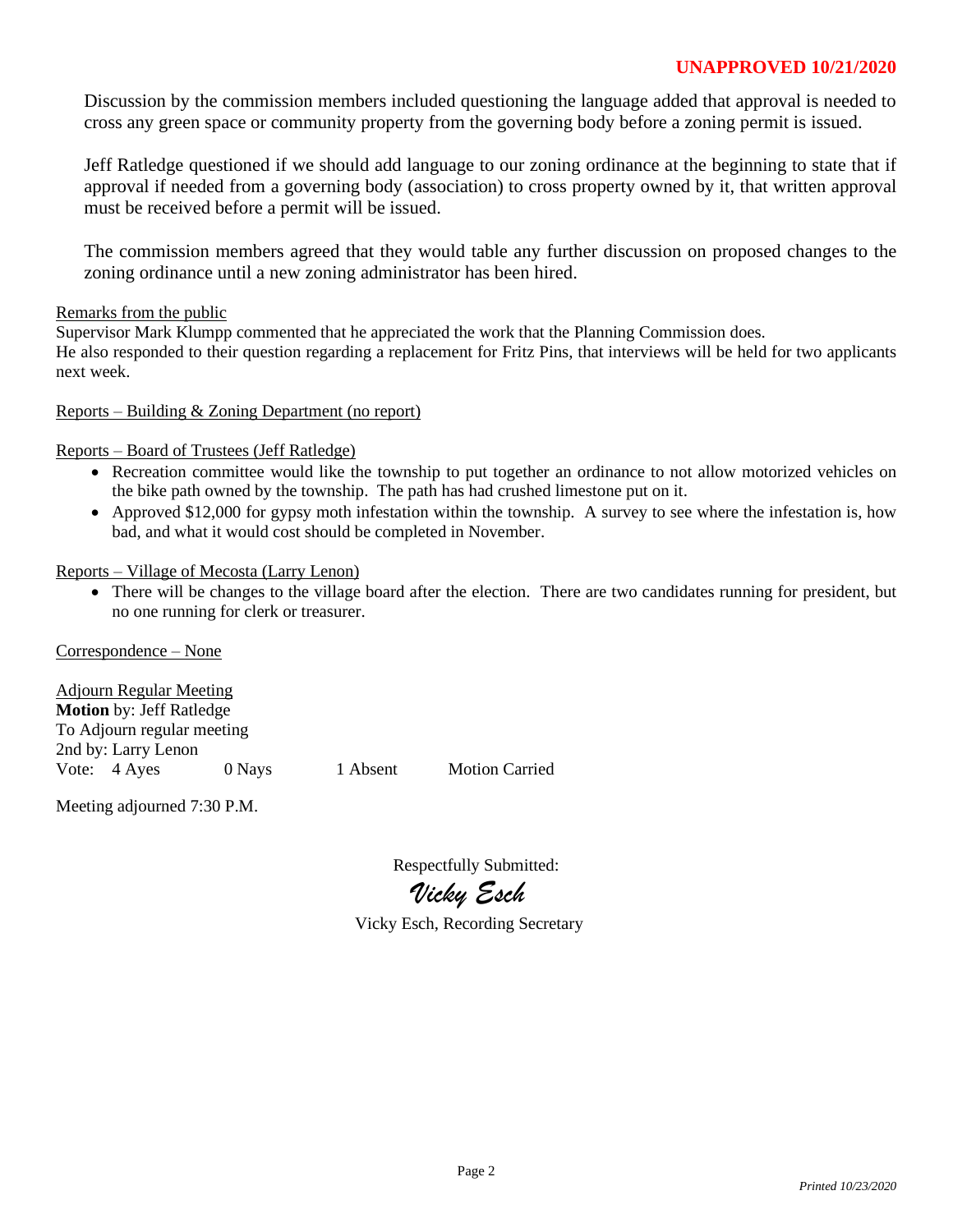**UNAPPROVED 10/21/2020**

Discussion by the commission members included questioning the language added that approval is needed to cross any green space or community property from the governing body before a zoning permit is issued.

Jeff Ratledge questioned if we should add language to our zoning ordinance at the beginning to state that if approval if needed from a governing body (association) to cross property owned by it, that written approval must be received before a permit will be issued.

The commission members agreed that they would table any further discussion on proposed changes to the zoning ordinance until a new zoning administrator has been hired.

Remarks from the public

Supervisor Mark Klumpp commented that he appreciated the work that the Planning Commission does.
He also responded to their question regarding a replacement for Fritz Pins, that interviews will be held for two applicants next week.

Reports – Building & Zoning Department (no report)

Reports – Board of Trustees (Jeff Ratledge)

- Recreation committee would like the township to put together an ordinance to not allow motorized vehicles on the bike path owned by the township. The path has had crushed limestone put on it.
- Approved $12,000 for gypsy moth infestation within the township. A survey to see where the infestation is, how bad, and what it would cost should be completed in November.

Reports – Village of Mecosta (Larry Lenon)

- There will be changes to the village board after the election. There are two candidates running for president, but no one running for clerk or treasurer.

Correspondence – None

Adjourn Regular Meeting
**Motion** by: Jeff Ratledge
To Adjourn regular meeting
2nd by: Larry Lenon
Vote: 4 Ayes 0 Nays 1 Absent Motion Carried

Meeting adjourned 7:30 P.M.

Respectfully Submitted:

*Vicky Esch*

Vicky Esch, Recording Secretary

*Printed 10/23/2020*